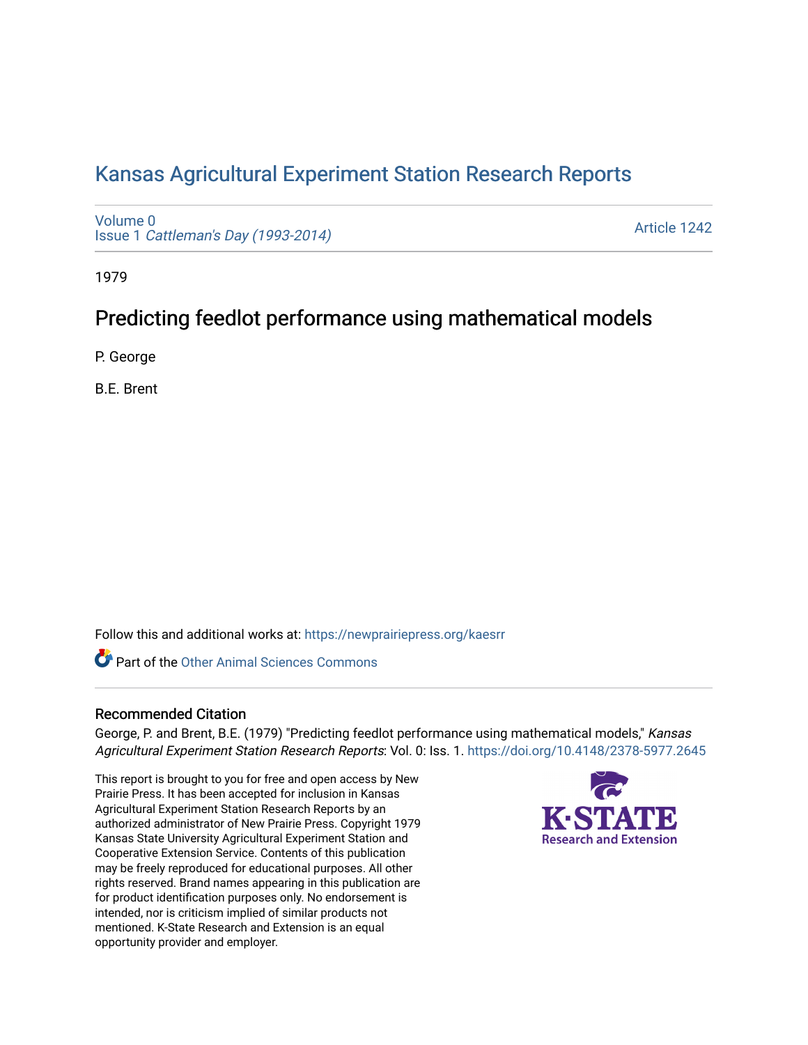# Kansas Agricultural Experiment Station Research Reports

Volume 0
Issue 1 *Cattleman's Day (1993-2014)*

Article 1242

1979

## Predicting feedlot performance using mathematical models

P. George

B.E. Brent

Follow this and additional works at: https://newprairiepress.org/kaesrr

Part of the Other Animal Sciences Commons

### Recommended Citation

George, P. and Brent, B.E. (1979) "Predicting feedlot performance using mathematical models," *Kansas Agricultural Experiment Station Research Reports*: Vol. 0: Iss. 1. https://doi.org/10.4148/2378-5977.2645

This report is brought to you for free and open access by New Prairie Press. It has been accepted for inclusion in Kansas Agricultural Experiment Station Research Reports by an authorized administrator of New Prairie Press. Copyright 1979 Kansas State University Agricultural Experiment Station and Cooperative Extension Service. Contents of this publication may be freely reproduced for educational purposes. All other rights reserved. Brand names appearing in this publication are for product identification purposes only. No endorsement is intended, nor is criticism implied of similar products not mentioned. K-State Research and Extension is an equal opportunity provider and employer.

K-STATE Research and Extension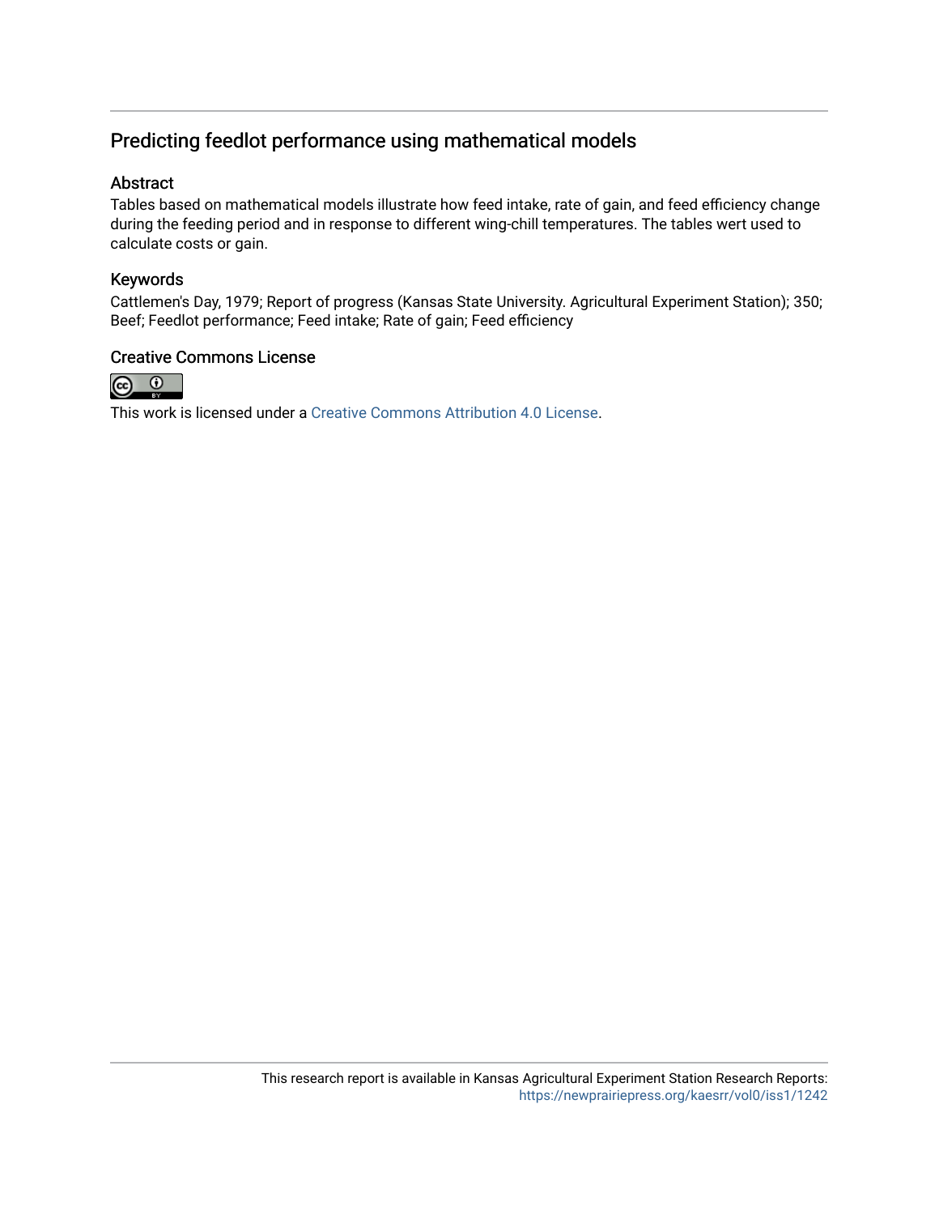## Predicting feedlot performance using mathematical models

### Abstract

Tables based on mathematical models illustrate how feed intake, rate of gain, and feed efficiency change during the feeding period and in response to different wing-chill temperatures. The tables wert used to calculate costs or gain.

### Keywords

Cattlemen's Day, 1979; Report of progress (Kansas State University. Agricultural Experiment Station); 350; Beef; Feedlot performance; Feed intake; Rate of gain; Feed efficiency

### Creative Commons License

This work is licensed under a Creative Commons Attribution 4.0 License.

This research report is available in Kansas Agricultural Experiment Station Research Reports: https://newprairiepress.org/kaesrr/vol0/iss1/1242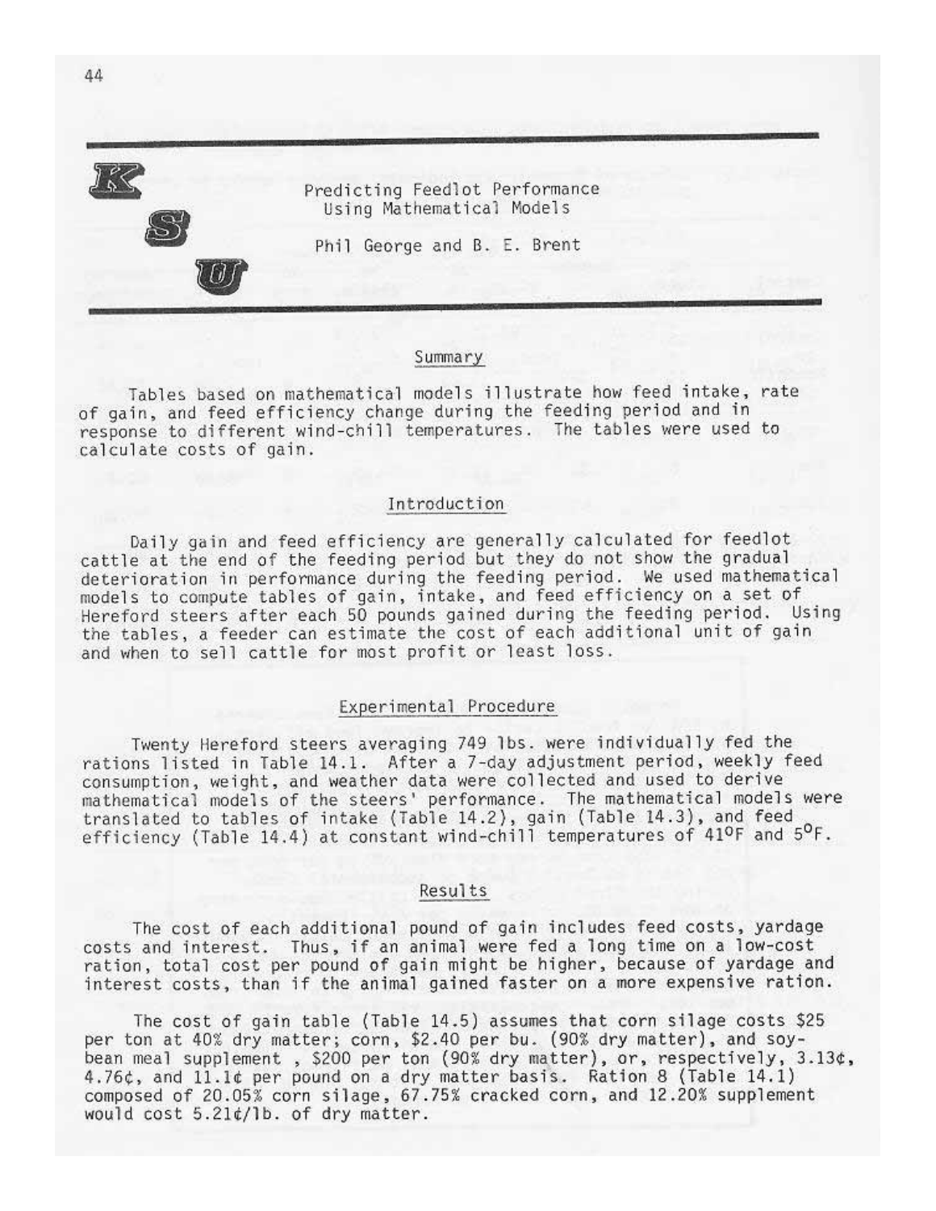# Predicting Feedlot Performance Using Mathematical Models

Phil George and B. E. Brent

## Summary

Tables based on mathematical models illustrate how feed intake, rate of gain, and feed efficiency change during the feeding period and in response to different wind-chill temperatures. The tables were used to calculate costs of gain.

## Introduction

Daily gain and feed efficiency are generally calculated for feedlot cattle at the end of the feeding period but they do not show the gradual deterioration in performance during the feeding period. We used mathematical models to compute tables of gain, intake, and feed efficiency on a set of Hereford steers after each 50 pounds gained during the feeding period. Using the tables, a feeder can estimate the cost of each additional unit of gain and when to sell cattle for most profit or least loss.

## Experimental Procedure

Twenty Hereford steers averaging 749 lbs. were individually fed the rations listed in Table 14.1. After a 7-day adjustment period, weekly feed consumption, weight, and weather data were collected and used to derive mathematical models of the steers' performance. The mathematical models were translated to tables of intake (Table 14.2), gain (Table 14.3), and feed efficiency (Table 14.4) at constant wind-chill temperatures of 41°F and 5°F.

## Results

The cost of each additional pound of gain includes feed costs, yardage costs and interest. Thus, if an animal were fed a long time on a low-cost ration, total cost per pound of gain might be higher, because of yardage and interest costs, than if the animal gained faster on a more expensive ration.

The cost of gain table (Table 14.5) assumes that corn silage costs $25 per ton at 40% dry matter; corn, $2.40 per bu. (90% dry matter), and soybean meal supplement , $200 per ton (90% dry matter), or, respectively, 3.13¢, 4.76¢, and 11.1¢ per pound on a dry matter basis. Ration 8 (Table 14.1) composed of 20.05% corn silage, 67.75% cracked corn, and 12.20% supplement would cost 5.21¢/lb. of dry matter.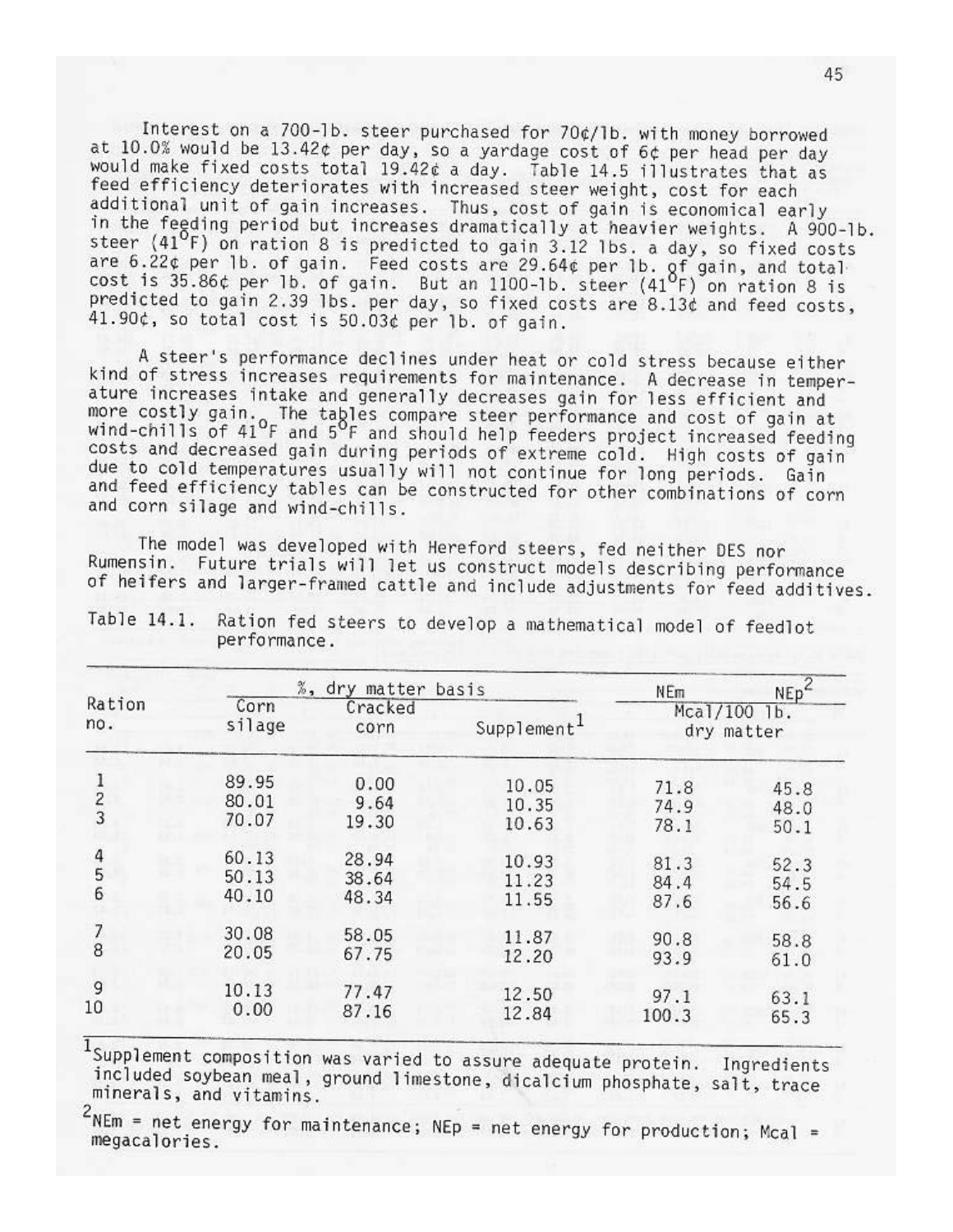Interest on a 700-lb. steer purchased for 70¢/lb. with money borrowed at 10.0% would be 13.42¢ per day, so a yardage cost of 6¢ per head per day would make fixed costs total 19.42¢ a day. Table 14.5 illustrates that as feed efficiency deteriorates with increased steer weight, cost for each additional unit of gain increases. Thus, cost of gain is economical early in the feeding period but increases dramatically at heavier weights. A 900-lb. steer (41°F) on ration 8 is predicted to gain 3.12 lbs. a day, so fixed costs are 6.22¢ per lb. of gain. Feed costs are 29.64¢ per lb. of gain, and total cost is 35.86¢ per lb. of gain. But an 1100-lb. steer (41°F) on ration 8 is predicted to gain 2.39 lbs. per day, so fixed costs are 8.13¢ and feed costs, 41.90¢, so total cost is 50.03¢ per lb. of gain.

A steer's performance declines under heat or cold stress because either kind of stress increases requirements for maintenance. A decrease in temperature increases intake and generally decreases gain for less efficient and more costly gain. The tables compare steer performance and cost of gain at wind-chills of 41°F and 5°F and should help feeders project increased feeding costs and decreased gain during periods of extreme cold. High costs of gain due to cold temperatures usually will not continue for long periods. Gain and feed efficiency tables can be constructed for other combinations of corn and corn silage and wind-chills.

The model was developed with Hereford steers, fed neither DES nor Rumensin. Future trials will let us construct models describing performance of heifers and larger-framed cattle and include adjustments for feed additives.

Table 14.1. Ration fed steers to develop a mathematical model of feedlot performance.

| Ration no. | %, dry matter basis | | | NEm | NEp[2] |
|---|---|---|---|---|---|
| | Corn silage | Cracked corn | Supplement[1] | Mcal/100 lb. dry matter | |
| 1 | 89.95 | 0.00 | 10.05 | 71.8 | 45.8 |
| 2 | 80.01 | 9.64 | 10.35 | 74.9 | 48.0 |
| 3 | 70.07 | 19.30 | 10.63 | 78.1 | 50.1 |
| 4 | 60.13 | 28.94 | 10.93 | 81.3 | 52.3 |
| 5 | 50.13 | 38.64 | 11.23 | 84.4 | 54.5 |
| 6 | 40.10 | 48.34 | 11.55 | 87.6 | 56.6 |
| 7 | 30.08 | 58.05 | 11.87 | 90.8 | 58.8 |
| 8 | 20.05 | 67.75 | 12.20 | 93.9 | 61.0 |
| 9 | 10.13 | 77.47 | 12.50 | 97.1 | 63.1 |
| 10 | 0.00 | 87.16 | 12.84 | 100.3 | 65.3 |

[1]Supplement composition was varied to assure adequate protein. Ingredients included soybean meal, ground limestone, dicalcium phosphate, salt, trace minerals, and vitamins.

[2]NEm = net energy for maintenance; NEp = net energy for production; Mcal = megacalories.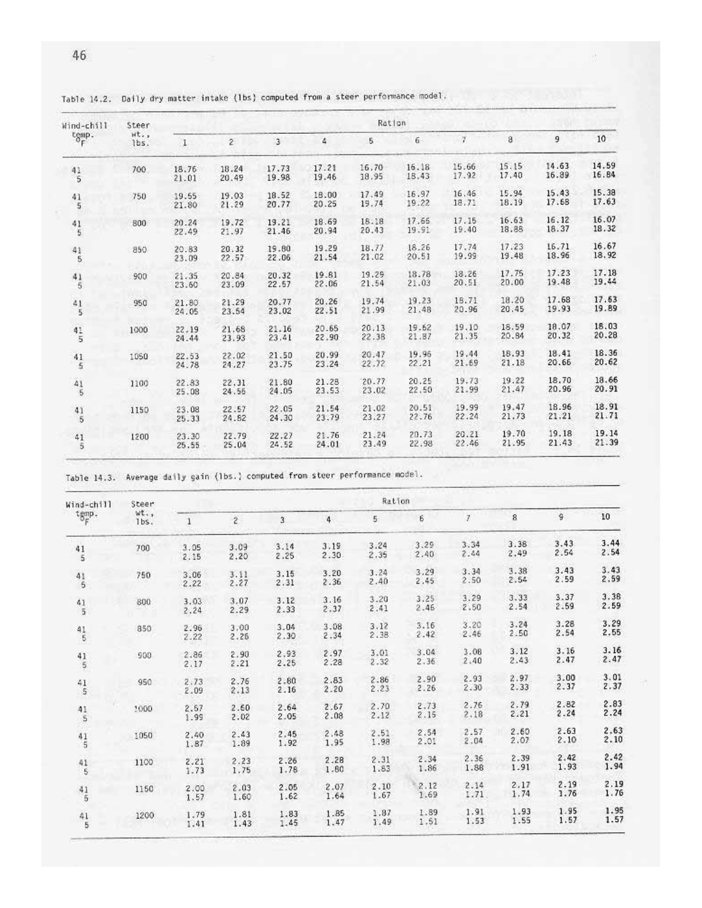Table 14.2. Daily dry matter intake (lbs) computed from a steer performance model.

| Wind-chill temp. °F | Steer wt., lbs. | Ration | | | | | | | | | |
|---|---|---|---|---|---|---|---|---|---|---|---|
| | | 1 | 2 | 3 | 4 | 5 | 6 | 7 | 8 | 9 | 10 |
| 41 | 700 | 18.76 | 18.24 | 17.73 | 17.21 | 16.70 | 16.18 | 15.66 | 15.15 | 14.63 | 14.59 |
| 5 | | 21.01 | 20.49 | 19.98 | 19.46 | 18.95 | 18.43 | 17.92 | 17.40 | 16.89 | 16.84 |
| 41 | 750 | 19.55 | 19.03 | 18.52 | 18.00 | 17.49 | 16.97 | 16.46 | 15.94 | 15.43 | 15.38 |
| 5 | | 21.80 | 21.29 | 20.77 | 20.25 | 19.74 | 19.22 | 18.71 | 18.19 | 17.68 | 17.63 |
| 41 | 800 | 20.24 | 19.72 | 19.21 | 18.69 | 18.18 | 17.66 | 17.15 | 16.63 | 16.12 | 16.07 |
| 5 | | 22.49 | 21.97 | 21.46 | 20.94 | 20.43 | 19.91 | 19.40 | 18.88 | 18.37 | 18.32 |
| 41 | 850 | 20.83 | 20.32 | 19.80 | 19.29 | 18.77 | 18.26 | 17.74 | 17.23 | 16.71 | 16.67 |
| 5 | | 23.09 | 22.57 | 22.06 | 21.54 | 21.02 | 20.51 | 19.99 | 19.48 | 18.96 | 18.92 |
| 41 | 900 | 21.35 | 20.84 | 20.32 | 19.81 | 19.29 | 18.78 | 18.26 | 17.75 | 17.23 | 17.18 |
| 5 | | 23.60 | 23.09 | 22.57 | 22.06 | 21.54 | 21.03 | 20.51 | 20.00 | 19.48 | 19.44 |
| 41 | 950 | 21.80 | 21.29 | 20.77 | 20.26 | 19.74 | 19.23 | 18.71 | 18.20 | 17.68 | 17.63 |
| 5 | | 24.05 | 23.54 | 23.02 | 22.51 | 21.99 | 21.48 | 20.96 | 20.45 | 19.93 | 19.89 |
| 41 | 1000 | 22.19 | 21.68 | 21.16 | 20.65 | 20.13 | 19.62 | 19.10 | 18.59 | 18.07 | 18.03 |
| 5 | | 24.44 | 23.93 | 23.41 | 22.90 | 22.38 | 21.87 | 21.35 | 20.84 | 20.32 | 20.28 |
| 41 | 1050 | 22.53 | 22.02 | 21.50 | 20.99 | 20.47 | 19.96 | 19.44 | 18.93 | 18.41 | 18.36 |
| 5 | | 24.78 | 24.27 | 23.75 | 23.24 | 22.72 | 22.21 | 21.69 | 21.18 | 20.66 | 20.62 |
| 41 | 1100 | 22.83 | 22.31 | 21.80 | 21.28 | 20.77 | 20.25 | 19.73 | 19.22 | 18.70 | 18.66 |
| 5 | | 25.08 | 24.56 | 24.05 | 23.53 | 23.02 | 22.50 | 21.99 | 21.47 | 20.96 | 20.91 |
| 41 | 1150 | 23.08 | 22.57 | 22.05 | 21.54 | 21.02 | 20.51 | 19.99 | 19.47 | 18.96 | 18.91 |
| 5 | | 25.33 | 24.82 | 24.30 | 23.79 | 23.27 | 22.76 | 22.24 | 21.73 | 21.21 | 21.71 |
| 41 | 1200 | 23.30 | 22.79 | 22.27 | 21.76 | 21.24 | 20.73 | 20.21 | 19.70 | 19.18 | 19.14 |
| 5 | | 25.55 | 25.04 | 24.52 | 24.01 | 23.49 | 22.98 | 22.46 | 21.95 | 21.43 | 21.39 |

Table 14.3. Average daily gain (lbs.) computed from steer performance model.

| Wind-chill temp. °F | Steer wt., lbs. | Ration | | | | | | | | | |
|---|---|---|---|---|---|---|---|---|---|---|---|
| | | 1 | 2 | 3 | 4 | 5 | 6 | 7 | 8 | 9 | 10 |
| 41 | 700 | 3.05 | 3.09 | 3.14 | 3.19 | 3.24 | 3.29 | 3.34 | 3.38 | 3.43 | 3.44 |
| 5 | | 2.15 | 2.20 | 2.25 | 2.30 | 2.35 | 2.40 | 2.44 | 2.49 | 2.54 | 2.54 |
| 41 | 750 | 3.06 | 3.11 | 3.15 | 3.20 | 3.24 | 3.29 | 3.34 | 3.38 | 3.43 | 3.43 |
| 5 | | 2.22 | 2.27 | 2.31 | 2.36 | 2.40 | 2.45 | 2.50 | 2.54 | 2.59 | 2.59 |
| 41 | 800 | 3.03 | 3.07 | 3.12 | 3.16 | 3.20 | 3.25 | 3.29 | 3.33 | 3.37 | 3.38 |
| 5 | | 2.24 | 2.29 | 2.33 | 2.37 | 2.41 | 2.46 | 2.50 | 2.54 | 2.59 | 2.59 |
| 41 | 850 | 2.96 | 3.00 | 3.04 | 3.08 | 3.12 | 3.16 | 3.20 | 3.24 | 3.28 | 3.29 |
| 5 | | 2.22 | 2.26 | 2.30 | 2.34 | 2.38 | 2.42 | 2.46 | 2.50 | 2.54 | 2.55 |
| 41 | 900 | 2.86 | 2.90 | 2.93 | 2.97 | 3.01 | 3.04 | 3.08 | 3.12 | 3.16 | 3.16 |
| 5 | | 2.17 | 2.21 | 2.25 | 2.28 | 2.32 | 2.36 | 2.40 | 2.43 | 2.47 | 2.47 |
| 41 | 950 | 2.73 | 2.76 | 2.80 | 2.83 | 2.86 | 2.90 | 2.93 | 2.97 | 3.00 | 3.01 |
| 5 | | 2.09 | 2.13 | 2.16 | 2.20 | 2.23 | 2.26 | 2.30 | 2.33 | 2.37 | 2.37 |
| 41 | 1000 | 2.57 | 2.60 | 2.64 | 2.67 | 2.70 | 2.73 | 2.76 | 2.79 | 2.82 | 2.83 |
| 5 | | 1.99 | 2.02 | 2.05 | 2.08 | 2.12 | 2.15 | 2.18 | 2.21 | 2.24 | 2.24 |
| 41 | 1050 | 2.40 | 2.43 | 2.45 | 2.48 | 2.51 | 2.54 | 2.57 | 2.60 | 2.63 | 2.63 |
| 5 | | 1.87 | 1.89 | 1.92 | 1.95 | 1.98 | 2.01 | 2.04 | 2.07 | 2.10 | 2.10 |
| 41 | 1100 | 2.21 | 2.23 | 2.26 | 2.28 | 2.31 | 2.34 | 2.36 | 2.39 | 2.42 | 2.42 |
| 5 | | 1.73 | 1.75 | 1.78 | 1.80 | 1.83 | 1.86 | 1.88 | 1.91 | 1.93 | 1.94 |
| 41 | 1150 | 2.00 | 2.03 | 2.05 | 2.07 | 2.10 | 2.12 | 2.14 | 2.17 | 2.19 | 2.19 |
| 5 | | 1.57 | 1.60 | 1.62 | 1.64 | 1.67 | 1.69 | 1.71 | 1.74 | 1.76 | 1.76 |
| 41 | 1200 | 1.79 | 1.81 | 1.83 | 1.85 | 1.87 | 1.89 | 1.91 | 1.93 | 1.95 | 1.95 |
| 5 | | 1.41 | 1.43 | 1.45 | 1.47 | 1.49 | 1.51 | 1.53 | 1.55 | 1.57 | 1.57 |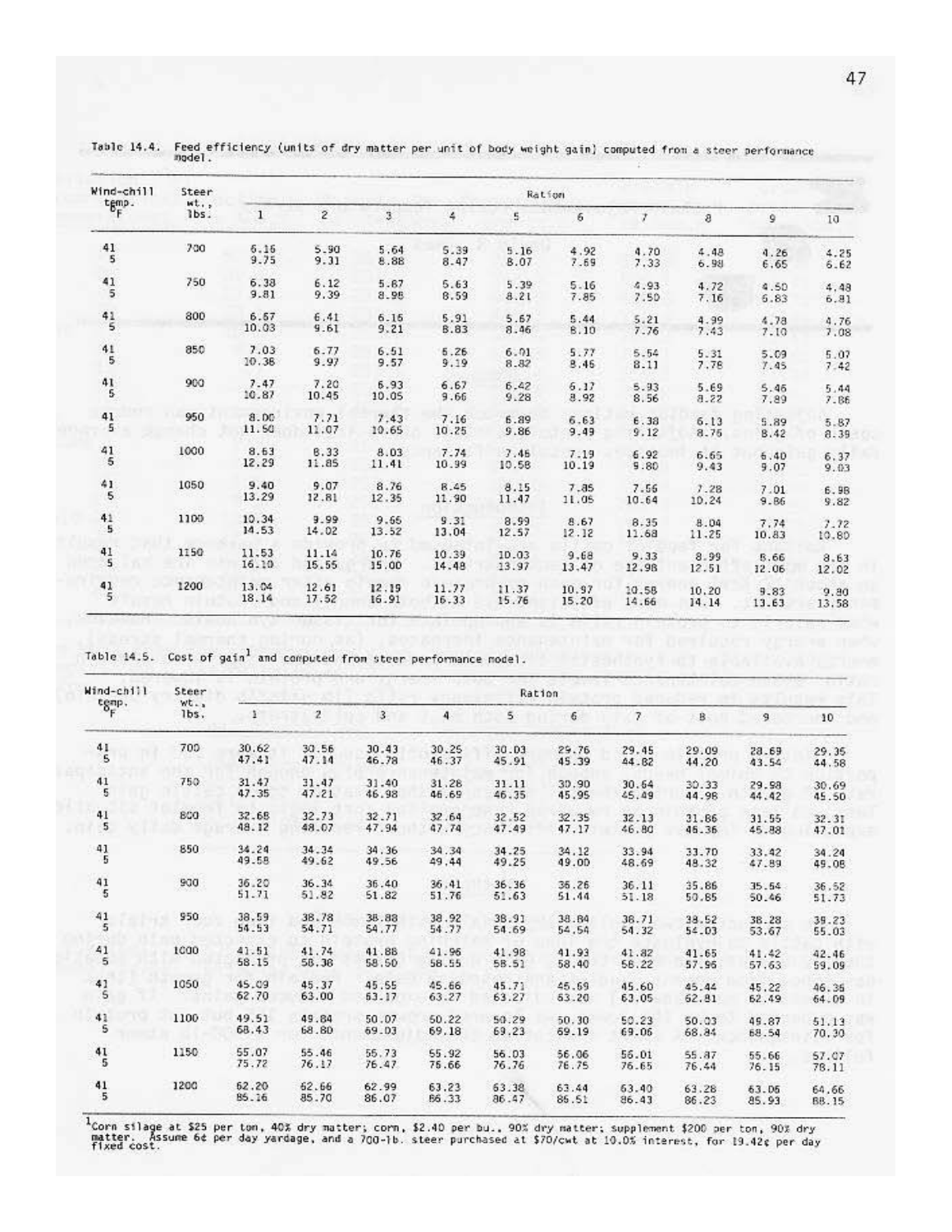Table 14.4. Feed efficiency (units of dry matter per unit of body weight gain) computed from a steer performance model.

| Wind-chill temp. °F | Steer wt., lbs. | Ration 1 | 2 | 3 | 4 | 5 | 6 | 7 | 8 | 9 | 10 |
|---|---|---|---|---|---|---|---|---|---|---|---|
| 41 | 700 | 6.16 | 5.90 | 5.64 | 5.39 | 5.16 | 4.92 | 4.70 | 4.48 | 4.26 | 4.25 |
| 5 | | 9.75 | 9.31 | 8.88 | 8.47 | 8.07 | 7.69 | 7.33 | 6.98 | 6.65 | 6.62 |
| 41 | 750 | 6.38 | 6.12 | 5.87 | 5.63 | 5.39 | 5.16 | 4.93 | 4.72 | 4.50 | 4.48 |
| 5 | | 9.81 | 9.39 | 8.98 | 8.59 | 8.21 | 7.85 | 7.50 | 7.16 | 6.83 | 6.81 |
| 41 | 800 | 6.67 | 6.41 | 6.16 | 5.91 | 5.67 | 5.44 | 5.21 | 4.99 | 4.78 | 4.76 |
| 5 | | 10.03 | 9.61 | 9.21 | 8.83 | 8.46 | 8.10 | 7.76 | 7.43 | 7.10 | 7.08 |
| 41 | 850 | 7.03 | 6.77 | 6.51 | 6.26 | 6.01 | 5.77 | 5.54 | 5.31 | 5.09 | 5.07 |
| 5 | | 10.38 | 9.97 | 9.57 | 9.19 | 8.82 | 8.46 | 8.11 | 7.78 | 7.45 | 7.42 |
| 41 | 900 | 7.47 | 7.20 | 6.93 | 6.67 | 6.42 | 6.17 | 5.93 | 5.69 | 5.46 | 5.44 |
| 5 | | 10.87 | 10.45 | 10.05 | 9.66 | 9.28 | 8.92 | 8.56 | 8.22 | 7.89 | 7.86 |
| 41 | 950 | 8.00 | 7.71 | 7.43 | 7.16 | 6.89 | 6.63 | 6.38 | 6.13 | 5.89 | 5.87 |
| 5 | | 11.50 | 11.07 | 10.65 | 10.25 | 9.86 | 9.49 | 9.12 | 8.76 | 8.42 | 8.39 |
| 41 | 1000 | 8.63 | 8.33 | 8.03 | 7.74 | 7.46 | 7.19 | 6.92 | 6.65 | 6.40 | 6.37 |
| 5 | | 12.29 | 11.85 | 11.41 | 10.99 | 10.58 | 10.19 | 9.80 | 9.43 | 9.07 | 9.03 |
| 41 | 1050 | 9.40 | 9.07 | 8.76 | 8.45 | 8.15 | 7.85 | 7.56 | 7.28 | 7.01 | 6.98 |
| 5 | | 13.29 | 12.81 | 12.35 | 11.90 | 11.47 | 11.05 | 10.64 | 10.24 | 9.86 | 9.82 |
| 41 | 1100 | 10.34 | 9.99 | 9.65 | 9.31 | 8.99 | 8.67 | 8.35 | 8.04 | 7.74 | 7.72 |
| 5 | | 14.53 | 14.02 | 13.52 | 13.04 | 12.57 | 12.12 | 11.68 | 11.25 | 10.83 | 10.80 |
| 41 | 1150 | 11.53 | 11.14 | 10.76 | 10.39 | 10.03 | 9.68 | 9.33 | 8.99 | 8.66 | 8.63 |
| 5 | | 16.10 | 15.55 | 15.00 | 14.48 | 13.97 | 13.47 | 12.98 | 12.51 | 12.06 | 12.02 |
| 41 | 1200 | 13.04 | 12.61 | 12.19 | 11.77 | 11.37 | 10.97 | 10.58 | 10.20 | 9.83 | 9.80 |
| 5 | | 18.14 | 17.52 | 16.91 | 16.33 | 15.76 | 15.20 | 14.66 | 14.14 | 13.63 | 13.58 |

Table 14.5. Cost of gain[1] and computed from steer performance model.

| Wind-chill temp. °F | Steer wt., lbs. | Ration 1 | 2 | 3 | 4 | 5 | 6 | 7 | 8 | 9 | 10 |
|---|---|---|---|---|---|---|---|---|---|---|---|
| 41 | 700 | 30.62 | 30.56 | 30.43 | 30.25 | 30.03 | 29.76 | 29.45 | 29.09 | 28.69 | 29.35 |
| 5 | | 47.41 | 47.14 | 46.78 | 46.37 | 45.91 | 45.39 | 44.82 | 44.20 | 43.54 | 44.58 |
| 41 | 750 | 31.47 | 31.47 | 31.40 | 31.28 | 31.11 | 30.90 | 30.64 | 30.33 | 29.98 | 30.69 |
| 5 | | 47.35 | 47.21 | 46.98 | 46.69 | 46.35 | 45.95 | 45.49 | 44.98 | 44.42 | 45.50 |
| 41 | 800 | 32.68 | 32.73 | 32.71 | 32.64 | 32.52 | 32.35 | 32.13 | 31.86 | 31.55 | 32.31 |
| 5 | | 48.12 | 48.07 | 47.94 | 47.74 | 47.49 | 47.17 | 46.80 | 46.36 | 45.88 | 47.01 |
| 41 | 850 | 34.24 | 34.34 | 34.36 | 34.34 | 34.25 | 34.12 | 33.94 | 33.70 | 33.42 | 34.24 |
| 5 | | 49.58 | 49.62 | 49.56 | 49.44 | 49.25 | 49.00 | 48.69 | 48.32 | 47.89 | 49.08 |
| 41 | 900 | 36.20 | 36.34 | 36.40 | 36.41 | 36.36 | 36.26 | 36.11 | 35.86 | 35.64 | 36.52 |
| 5 | | 51.71 | 51.82 | 51.82 | 51.76 | 51.63 | 51.44 | 51.18 | 50.85 | 50.46 | 51.73 |
| 41 | 950 | 38.59 | 38.78 | 38.88 | 38.92 | 38.91 | 38.84 | 38.71 | 38.52 | 38.28 | 39.23 |
| 5 | | 54.53 | 54.71 | 54.77 | 54.77 | 54.69 | 54.54 | 54.32 | 54.03 | 53.67 | 55.03 |
| 41 | 1000 | 41.51 | 41.74 | 41.88 | 41.96 | 41.98 | 41.93 | 41.82 | 41.65 | 41.42 | 42.46 |
| 5 | | 58.15 | 58.38 | 58.50 | 58.55 | 58.51 | 58.40 | 58.22 | 57.96 | 57.63 | 59.09 |
| 41 | 1050 | 45.09 | 45.37 | 45.55 | 45.66 | 45.71 | 45.69 | 45.60 | 45.44 | 45.22 | 46.36 |
| 5 | | 62.70 | 63.00 | 63.17 | 63.27 | 63.27 | 63.20 | 63.05 | 62.81 | 62.49 | 64.09 |
| 41 | 1100 | 49.51 | 49.84 | 50.07 | 50.22 | 50.29 | 50.30 | 50.23 | 50.03 | 49.87 | 51.13 |
| 5 | | 68.43 | 68.80 | 69.03 | 69.18 | 69.23 | 69.19 | 69.06 | 68.84 | 68.54 | 70.30 |
| 41 | 1150 | 55.07 | 55.46 | 55.73 | 55.92 | 56.03 | 56.06 | 56.01 | 55.87 | 55.66 | 57.07 |
| 5 | | 75.72 | 76.17 | 76.47 | 76.66 | 76.76 | 76.75 | 76.65 | 76.44 | 76.15 | 78.11 |
| 41 | 1200 | 62.20 | 62.66 | 62.99 | 63.23 | 63.38 | 63.44 | 63.40 | 63.28 | 63.06 | 64.66 |
| 5 | | 85.16 | 85.70 | 86.07 | 86.33 | 86.47 | 86.51 | 86.43 | 86.23 | 85.93 | 88.15 |

[1]Corn silage at $25 per ton, 40% dry matter; corn, $2.40 per bu., 90% dry matter; supplement $200 per ton, 90% dry matter. Assume 6¢ per day yardage, and a 700-lb. steer purchased at $70/cwt at 10.0% interest, for 19.42¢ per day fixed cost.